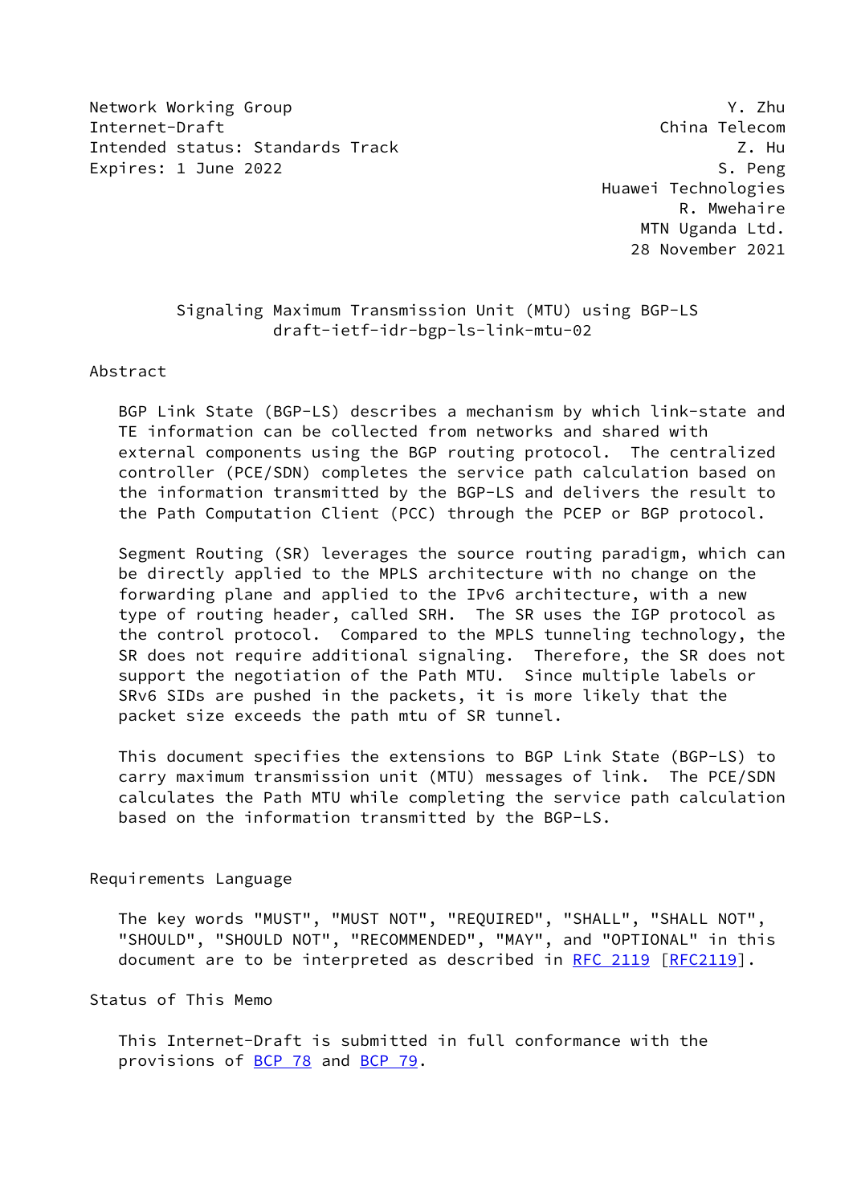Network Working Group Y. Zhu
Internet-Draft China Telecom
Intended status: Standards Track Z. Hu
Expires: 1 June 2022 S. Peng
Huawei Technologies
R. Mwehaire
MTN Uganda Ltd.
28 November 2021

# Signaling Maximum Transmission Unit (MTU) using BGP-LS
draft-ietf-idr-bgp-ls-link-mtu-02

## Abstract

BGP Link State (BGP-LS) describes a mechanism by which link-state and TE information can be collected from networks and shared with external components using the BGP routing protocol. The centralized controller (PCE/SDN) completes the service path calculation based on the information transmitted by the BGP-LS and delivers the result to the Path Computation Client (PCC) through the PCEP or BGP protocol.

Segment Routing (SR) leverages the source routing paradigm, which can be directly applied to the MPLS architecture with no change on the forwarding plane and applied to the IPv6 architecture, with a new type of routing header, called SRH. The SR uses the IGP protocol as the control protocol. Compared to the MPLS tunneling technology, the SR does not require additional signaling. Therefore, the SR does not support the negotiation of the Path MTU. Since multiple labels or SRv6 SIDs are pushed in the packets, it is more likely that the packet size exceeds the path mtu of SR tunnel.

This document specifies the extensions to BGP Link State (BGP-LS) to carry maximum transmission unit (MTU) messages of link. The PCE/SDN calculates the Path MTU while completing the service path calculation based on the information transmitted by the BGP-LS.

## Requirements Language

The key words "MUST", "MUST NOT", "REQUIRED", "SHALL", "SHALL NOT", "SHOULD", "SHOULD NOT", "RECOMMENDED", "MAY", and "OPTIONAL" in this document are to be interpreted as described in RFC 2119 [RFC2119].

## Status of This Memo

This Internet-Draft is submitted in full conformance with the provisions of BCP 78 and BCP 79.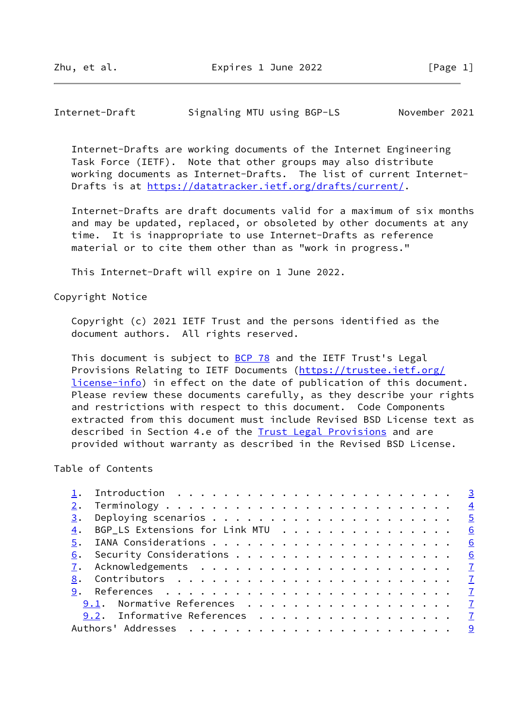Internet-Drafts are working documents of the Internet Engineering Task Force (IETF). Note that other groups may also distribute working documents as Internet-Drafts. The list of current Internet-Drafts is at https://datatracker.ietf.org/drafts/current/.

Internet-Drafts are draft documents valid for a maximum of six months and may be updated, replaced, or obsoleted by other documents at any time. It is inappropriate to use Internet-Drafts as reference material or to cite them other than as "work in progress."

This Internet-Draft will expire on 1 June 2022.

## Copyright Notice

Copyright (c) 2021 IETF Trust and the persons identified as the document authors. All rights reserved.

This document is subject to BCP 78 and the IETF Trust's Legal Provisions Relating to IETF Documents (https://trustee.ietf.org/license-info) in effect on the date of publication of this document. Please review these documents carefully, as they describe your rights and restrictions with respect to this document. Code Components extracted from this document must include Revised BSD License text as described in Section 4.e of the Trust Legal Provisions and are provided without warranty as described in the Revised BSD License.

## Table of Contents

```
   1.  Introduction  . . . . . . . . . . . . . . . . . . . . . . . .   3
   2.  Terminology . . . . . . . . . . . . . . . . . . . . . . . . .   4
   3.  Deploying scenarios . . . . . . . . . . . . . . . . . . . . .   5
   4.  BGP_LS Extensions for Link MTU  . . . . . . . . . . . . . . .   6
   5.  IANA Considerations . . . . . . . . . . . . . . . . . . . . .   6
   6.  Security Considerations . . . . . . . . . . . . . . . . . . .   6
   7.  Acknowledgements  . . . . . . . . . . . . . . . . . . . . . .   7
   8.  Contributors  . . . . . . . . . . . . . . . . . . . . . . . .   7
   9.  References  . . . . . . . . . . . . . . . . . . . . . . . . .   7
     9.1.  Normative References  . . . . . . . . . . . . . . . . . .   7
     9.2.  Informative References  . . . . . . . . . . . . . . . . .   7
   Authors' Addresses  . . . . . . . . . . . . . . . . . . . . . . .   9
```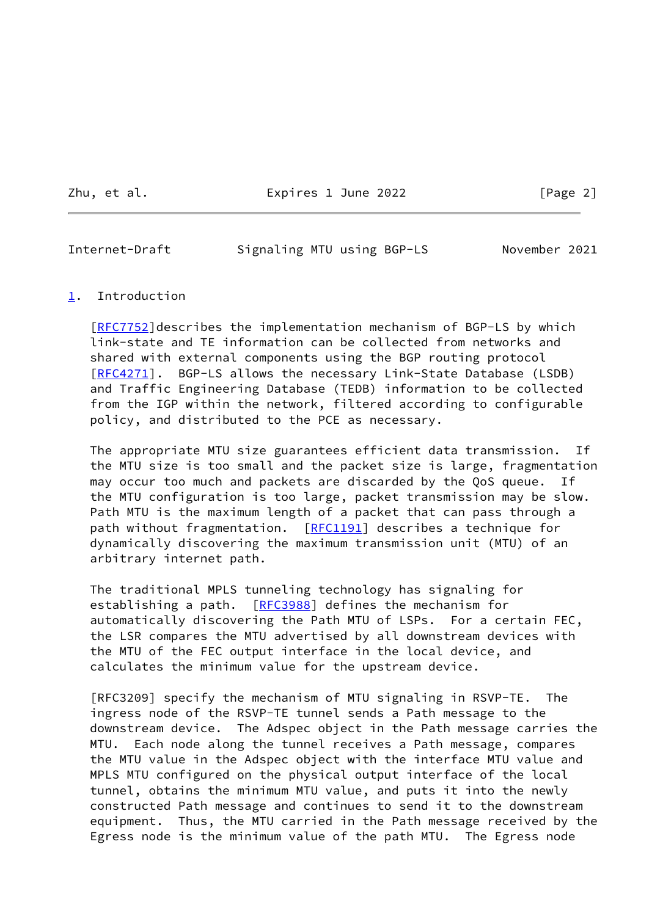## 1. Introduction

[RFC7752]describes the implementation mechanism of BGP-LS by which link-state and TE information can be collected from networks and shared with external components using the BGP routing protocol [RFC4271]. BGP-LS allows the necessary Link-State Database (LSDB) and Traffic Engineering Database (TEDB) information to be collected from the IGP within the network, filtered according to configurable policy, and distributed to the PCE as necessary.

The appropriate MTU size guarantees efficient data transmission. If the MTU size is too small and the packet size is large, fragmentation may occur too much and packets are discarded by the QoS queue. If the MTU configuration is too large, packet transmission may be slow. Path MTU is the maximum length of a packet that can pass through a path without fragmentation. [RFC1191] describes a technique for dynamically discovering the maximum transmission unit (MTU) of an arbitrary internet path.

The traditional MPLS tunneling technology has signaling for establishing a path. [RFC3988] defines the mechanism for automatically discovering the Path MTU of LSPs. For a certain FEC, the LSR compares the MTU advertised by all downstream devices with the MTU of the FEC output interface in the local device, and calculates the minimum value for the upstream device.

[RFC3209] specify the mechanism of MTU signaling in RSVP-TE. The ingress node of the RSVP-TE tunnel sends a Path message to the downstream device. The Adspec object in the Path message carries the MTU. Each node along the tunnel receives a Path message, compares the MTU value in the Adspec object with the interface MTU value and MPLS MTU configured on the physical output interface of the local tunnel, obtains the minimum MTU value, and puts it into the newly constructed Path message and continues to send it to the downstream equipment. Thus, the MTU carried in the Path message received by the Egress node is the minimum value of the path MTU. The Egress node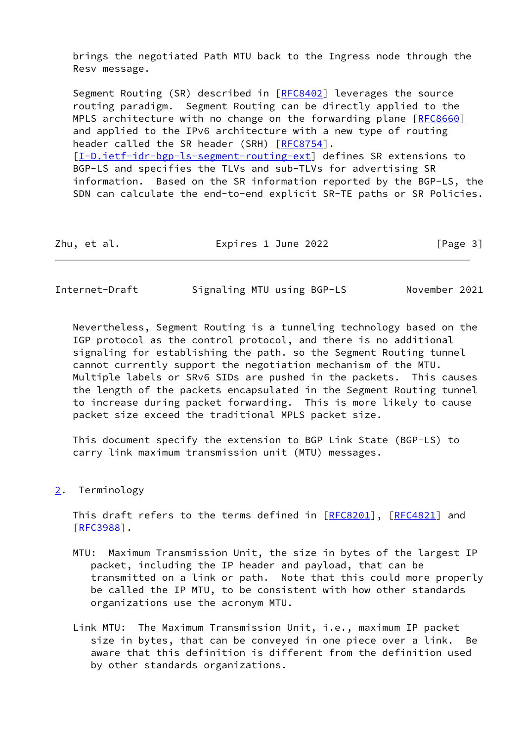brings the negotiated Path MTU back to the Ingress node through the Resv message.

Segment Routing (SR) described in [RFC8402] leverages the source routing paradigm. Segment Routing can be directly applied to the MPLS architecture with no change on the forwarding plane [RFC8660] and applied to the IPv6 architecture with a new type of routing header called the SR header (SRH) [RFC8754]. [I-D.ietf-idr-bgp-ls-segment-routing-ext] defines SR extensions to BGP-LS and specifies the TLVs and sub-TLVs for advertising SR information. Based on the SR information reported by the BGP-LS, the SDN can calculate the end-to-end explicit SR-TE paths or SR Policies.

Nevertheless, Segment Routing is a tunneling technology based on the IGP protocol as the control protocol, and there is no additional signaling for establishing the path. so the Segment Routing tunnel cannot currently support the negotiation mechanism of the MTU. Multiple labels or SRv6 SIDs are pushed in the packets. This causes the length of the packets encapsulated in the Segment Routing tunnel to increase during packet forwarding. This is more likely to cause packet size exceed the traditional MPLS packet size.

This document specify the extension to BGP Link State (BGP-LS) to carry link maximum transmission unit (MTU) messages.

## 2. Terminology

This draft refers to the terms defined in [RFC8201], [RFC4821] and [RFC3988].

MTU: Maximum Transmission Unit, the size in bytes of the largest IP packet, including the IP header and payload, that can be transmitted on a link or path. Note that this could more properly be called the IP MTU, to be consistent with how other standards organizations use the acronym MTU.

Link MTU: The Maximum Transmission Unit, i.e., maximum IP packet size in bytes, that can be conveyed in one piece over a link. Be aware that this definition is different from the definition used by other standards organizations.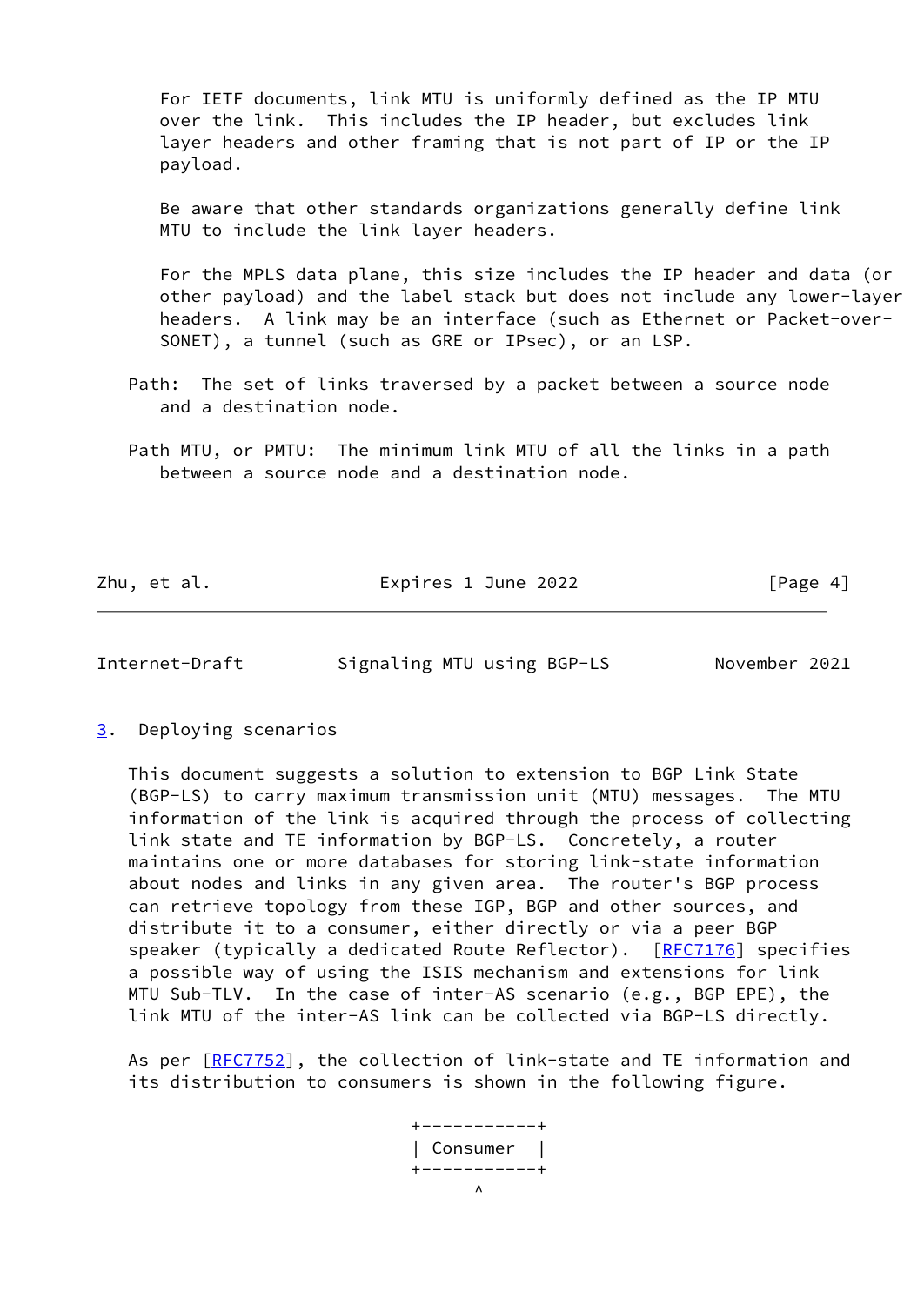For IETF documents, link MTU is uniformly defined as the IP MTU over the link. This includes the IP header, but excludes link layer headers and other framing that is not part of IP or the IP payload.

Be aware that other standards organizations generally define link MTU to include the link layer headers.

For the MPLS data plane, this size includes the IP header and data (or other payload) and the label stack but does not include any lower-layer headers. A link may be an interface (such as Ethernet or Packet-over-SONET), a tunnel (such as GRE or IPsec), or an LSP.

Path: The set of links traversed by a packet between a source node and a destination node.

Path MTU, or PMTU: The minimum link MTU of all the links in a path between a source node and a destination node.

## 3. Deploying scenarios

This document suggests a solution to extension to BGP Link State (BGP-LS) to carry maximum transmission unit (MTU) messages. The MTU information of the link is acquired through the process of collecting link state and TE information by BGP-LS. Concretely, a router maintains one or more databases for storing link-state information about nodes and links in any given area. The router's BGP process can retrieve topology from these IGP, BGP and other sources, and distribute it to a consumer, either directly or via a peer BGP speaker (typically a dedicated Route Reflector). [RFC7176] specifies a possible way of using the ISIS mechanism and extensions for link MTU Sub-TLV. In the case of inter-AS scenario (e.g., BGP EPE), the link MTU of the inter-AS link can be collected via BGP-LS directly.

As per [RFC7752], the collection of link-state and TE information and its distribution to consumers is shown in the following figure.

```
                     +-----------+
                     | Consumer  |
                     +-----------+
                           ^
```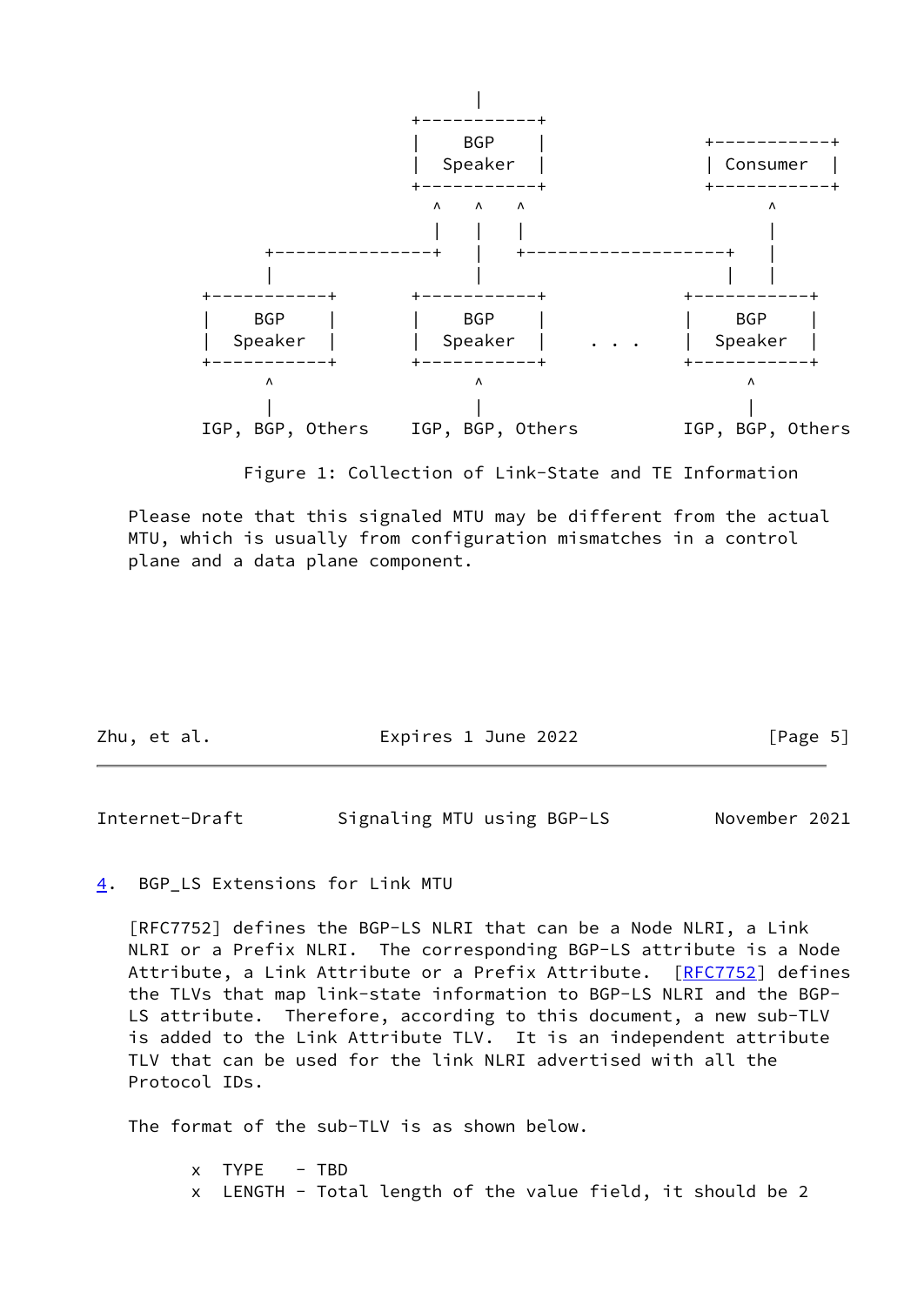```
                                 |
                           +-----------+
                           |    BGP    |            +-----------+
                           |  Speaker  |            | Consumer  |
                           +-----------+            +-----------+
                             ^    ^    ^                  ^
                             |    |    |                  |
               +---------------+  |    +-------------------+ |
               |                  |                     |  |
         +-----------+      +-----------+          +-----------+
         |    BGP    |      |    BGP    |          |    BGP    |
         |  Speaker  |      |  Speaker  |  . . .   |  Speaker  |
         +-----------+      +-----------+          +-----------+
               ^                  ^                      ^
               |                  |                      |
         IGP, BGP, Others   IGP, BGP, Others       IGP, BGP, Others
```

Figure 1: Collection of Link-State and TE Information

Please note that this signaled MTU may be different from the actual MTU, which is usually from configuration mismatches in a control plane and a data plane component.

## 4. BGP_LS Extensions for Link MTU

[RFC7752] defines the BGP-LS NLRI that can be a Node NLRI, a Link NLRI or a Prefix NLRI. The corresponding BGP-LS attribute is a Node Attribute, a Link Attribute or a Prefix Attribute. [RFC7752] defines the TLVs that map link-state information to BGP-LS NLRI and the BGP-LS attribute. Therefore, according to this document, a new sub-TLV is added to the Link Attribute TLV. It is an independent attribute TLV that can be used for the link NLRI advertised with all the Protocol IDs.

The format of the sub-TLV is as shown below.

- x TYPE - TBD
- x LENGTH - Total length of the value field, it should be 2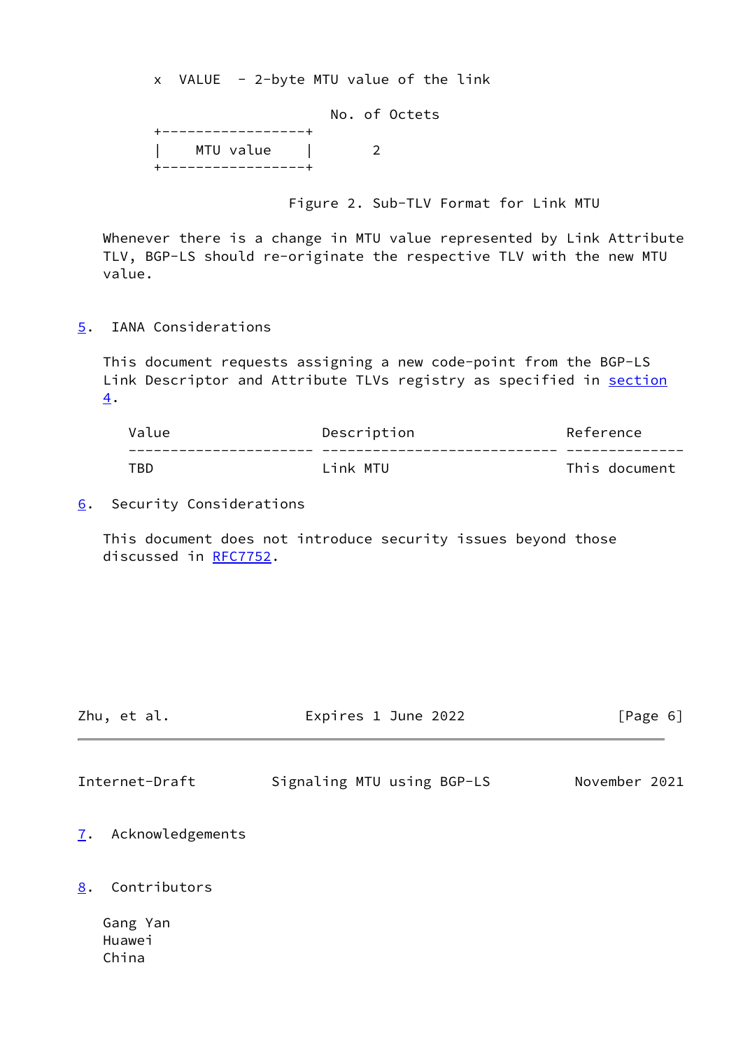x  VALUE  - 2-byte MTU value of the link

```
                        No. of Octets
+-----------------+
|    MTU value    |       2
+-----------------+
```

Figure 2. Sub-TLV Format for Link MTU

Whenever there is a change in MTU value represented by Link Attribute TLV, BGP-LS should re-originate the respective TLV with the new MTU value.

## 5. IANA Considerations

This document requests assigning a new code-point from the BGP-LS Link Descriptor and Attribute TLVs registry as specified in section 4.

| Value | Description | Reference |
| --- | --- | --- |
| TBD | Link MTU | This document |

## 6. Security Considerations

This document does not introduce security issues beyond those discussed in RFC7752.

## 7. Acknowledgements

## 8. Contributors

Gang Yan
Huawei
China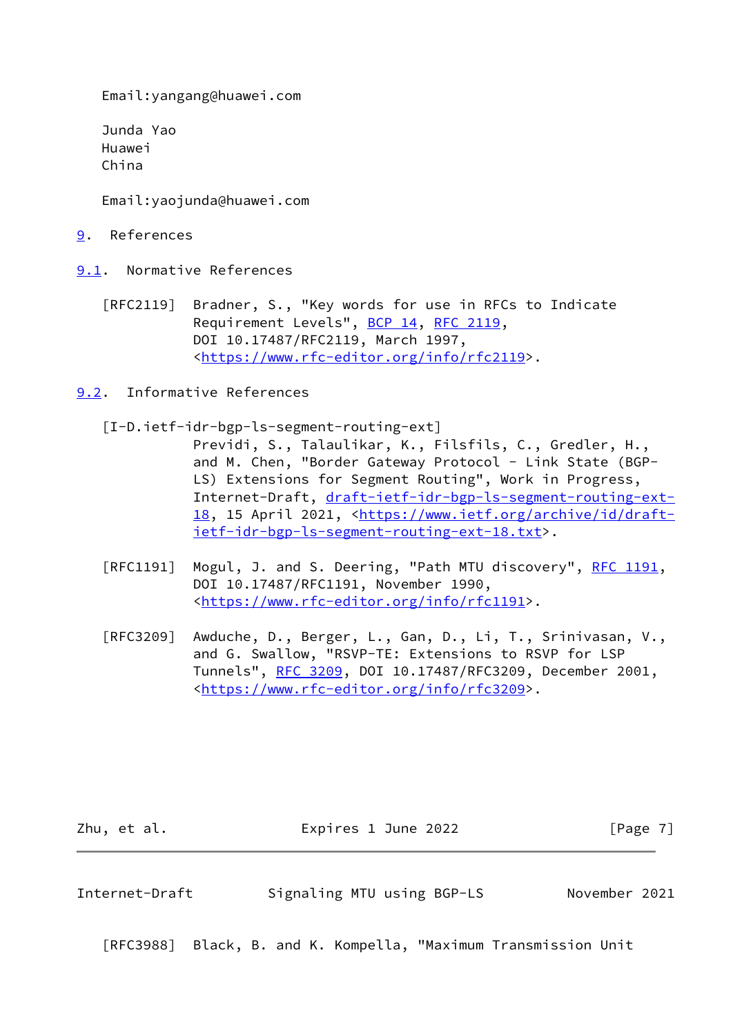Email:yangang@huawei.com

Junda Yao
Huawei
China

Email:yaojunda@huawei.com

# 9. References

## 9.1. Normative References

[RFC2119] Bradner, S., "Key words for use in RFCs to Indicate Requirement Levels", BCP 14, RFC 2119, DOI 10.17487/RFC2119, March 1997, <https://www.rfc-editor.org/info/rfc2119>.

## 9.2. Informative References

[I-D.ietf-idr-bgp-ls-segment-routing-ext] Previdi, S., Talaulikar, K., Filsfils, C., Gredler, H., and M. Chen, "Border Gateway Protocol - Link State (BGP-LS) Extensions for Segment Routing", Work in Progress, Internet-Draft, draft-ietf-idr-bgp-ls-segment-routing-ext-18, 15 April 2021, <https://www.ietf.org/archive/id/draft-ietf-idr-bgp-ls-segment-routing-ext-18.txt>.

[RFC1191] Mogul, J. and S. Deering, "Path MTU discovery", RFC 1191, DOI 10.17487/RFC1191, November 1990, <https://www.rfc-editor.org/info/rfc1191>.

[RFC3209] Awduche, D., Berger, L., Gan, D., Li, T., Srinivasan, V., and G. Swallow, "RSVP-TE: Extensions to RSVP for LSP Tunnels", RFC 3209, DOI 10.17487/RFC3209, December 2001, <https://www.rfc-editor.org/info/rfc3209>.

[RFC3988] Black, B. and K. Kompella, "Maximum Transmission Unit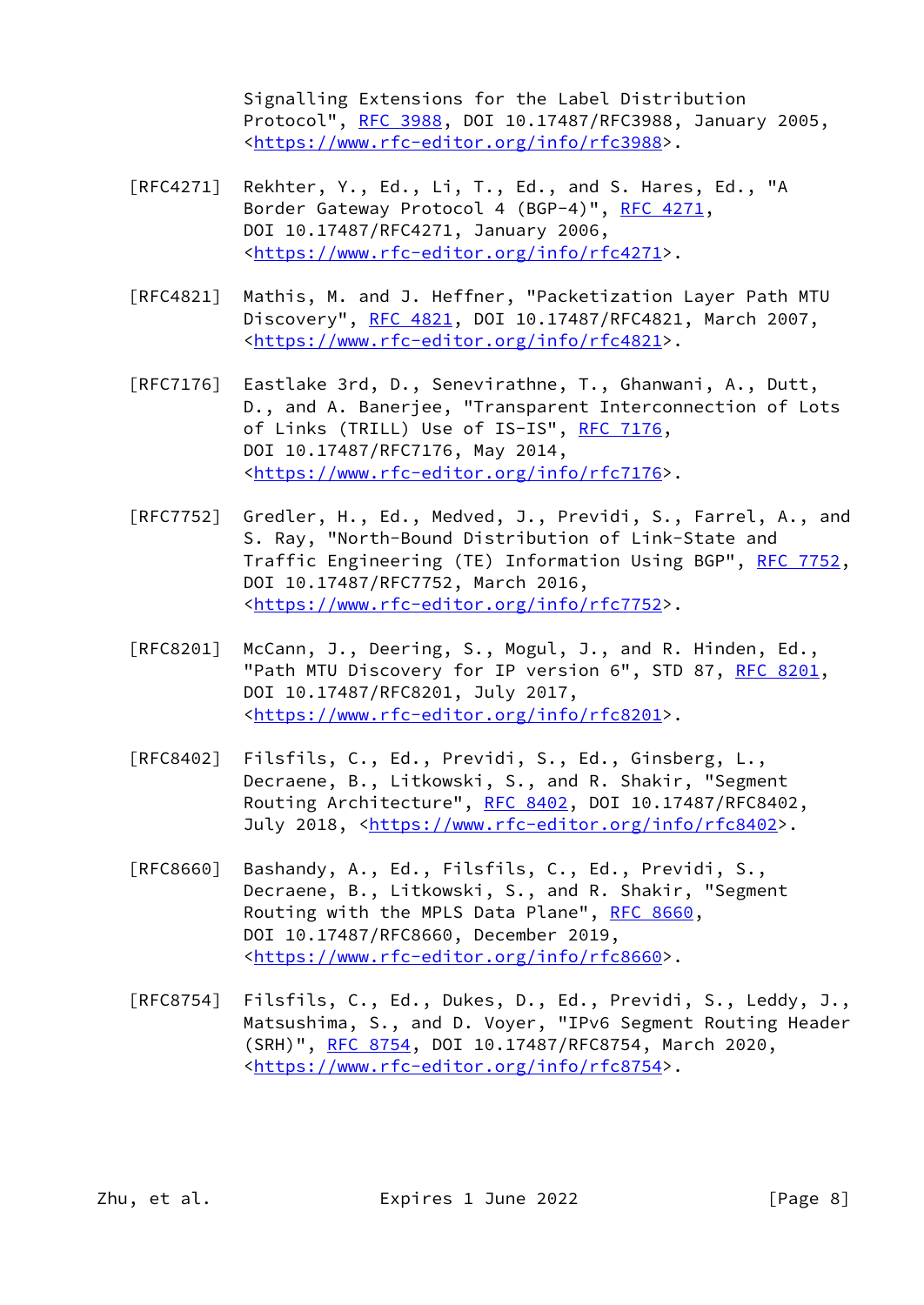Signalling Extensions for the Label Distribution Protocol", RFC 3988, DOI 10.17487/RFC3988, January 2005, <https://www.rfc-editor.org/info/rfc3988>.

[RFC4271] Rekhter, Y., Ed., Li, T., Ed., and S. Hares, Ed., "A Border Gateway Protocol 4 (BGP-4)", RFC 4271, DOI 10.17487/RFC4271, January 2006, <https://www.rfc-editor.org/info/rfc4271>.

[RFC4821] Mathis, M. and J. Heffner, "Packetization Layer Path MTU Discovery", RFC 4821, DOI 10.17487/RFC4821, March 2007, <https://www.rfc-editor.org/info/rfc4821>.

[RFC7176] Eastlake 3rd, D., Senevirathne, T., Ghanwani, A., Dutt, D., and A. Banerjee, "Transparent Interconnection of Lots of Links (TRILL) Use of IS-IS", RFC 7176, DOI 10.17487/RFC7176, May 2014, <https://www.rfc-editor.org/info/rfc7176>.

[RFC7752] Gredler, H., Ed., Medved, J., Previdi, S., Farrel, A., and S. Ray, "North-Bound Distribution of Link-State and Traffic Engineering (TE) Information Using BGP", RFC 7752, DOI 10.17487/RFC7752, March 2016, <https://www.rfc-editor.org/info/rfc7752>.

[RFC8201] McCann, J., Deering, S., Mogul, J., and R. Hinden, Ed., "Path MTU Discovery for IP version 6", STD 87, RFC 8201, DOI 10.17487/RFC8201, July 2017, <https://www.rfc-editor.org/info/rfc8201>.

[RFC8402] Filsfils, C., Ed., Previdi, S., Ed., Ginsberg, L., Decraene, B., Litkowski, S., and R. Shakir, "Segment Routing Architecture", RFC 8402, DOI 10.17487/RFC8402, July 2018, <https://www.rfc-editor.org/info/rfc8402>.

[RFC8660] Bashandy, A., Ed., Filsfils, C., Ed., Previdi, S., Decraene, B., Litkowski, S., and R. Shakir, "Segment Routing with the MPLS Data Plane", RFC 8660, DOI 10.17487/RFC8660, December 2019, <https://www.rfc-editor.org/info/rfc8660>.

[RFC8754] Filsfils, C., Ed., Dukes, D., Ed., Previdi, S., Leddy, J., Matsushima, S., and D. Voyer, "IPv6 Segment Routing Header (SRH)", RFC 8754, DOI 10.17487/RFC8754, March 2020, <https://www.rfc-editor.org/info/rfc8754>.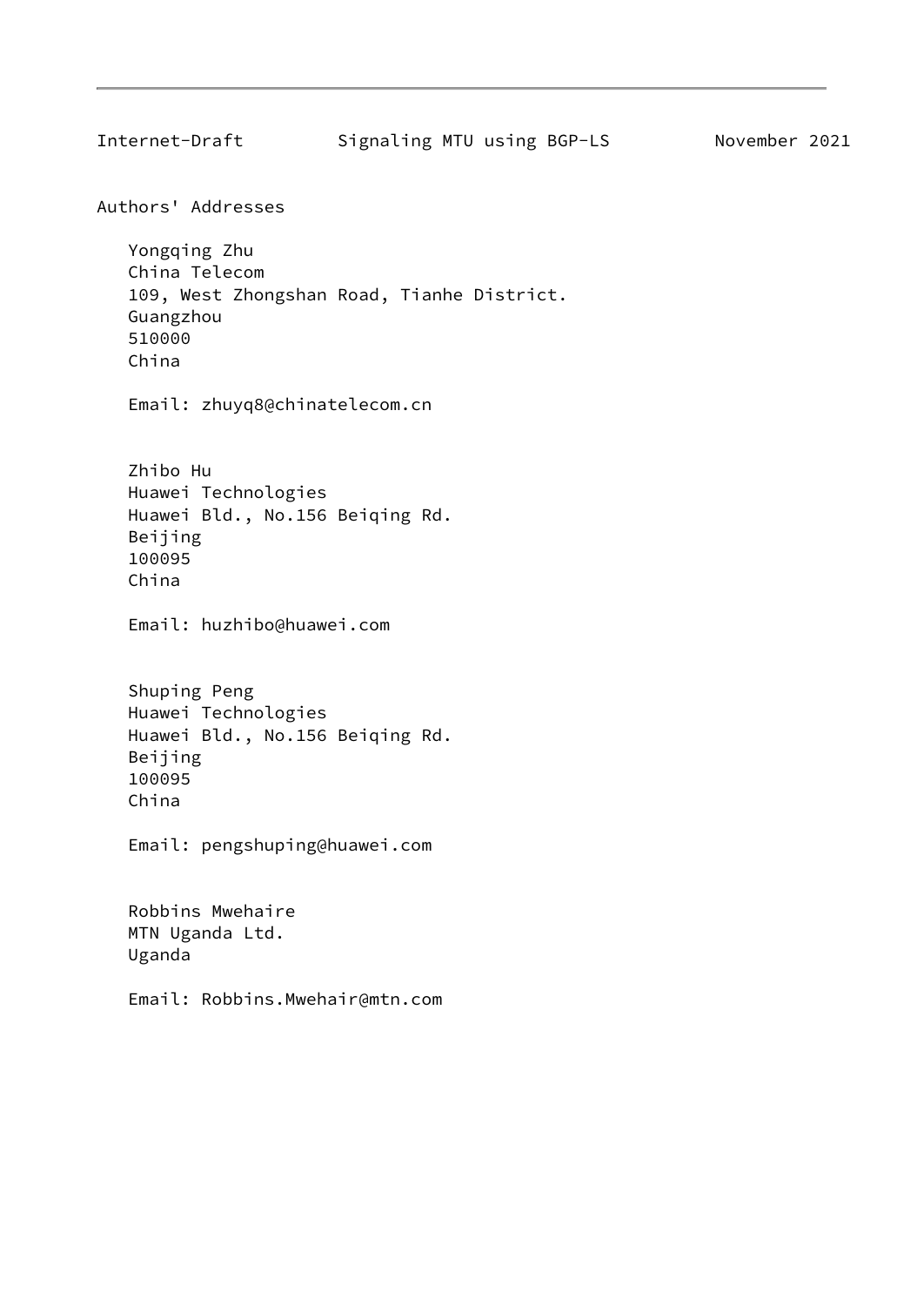## Authors' Addresses

Yongqing Zhu
China Telecom
109, West Zhongshan Road, Tianhe District.
Guangzhou
510000
China

Email: zhuyq8@chinatelecom.cn

Zhibo Hu
Huawei Technologies
Huawei Bld., No.156 Beiqing Rd.
Beijing
100095
China

Email: huzhibo@huawei.com

Shuping Peng
Huawei Technologies
Huawei Bld., No.156 Beiqing Rd.
Beijing
100095
China

Email: pengshuping@huawei.com

Robbins Mwehaire
MTN Uganda Ltd.
Uganda

Email: Robbins.Mwehair@mtn.com